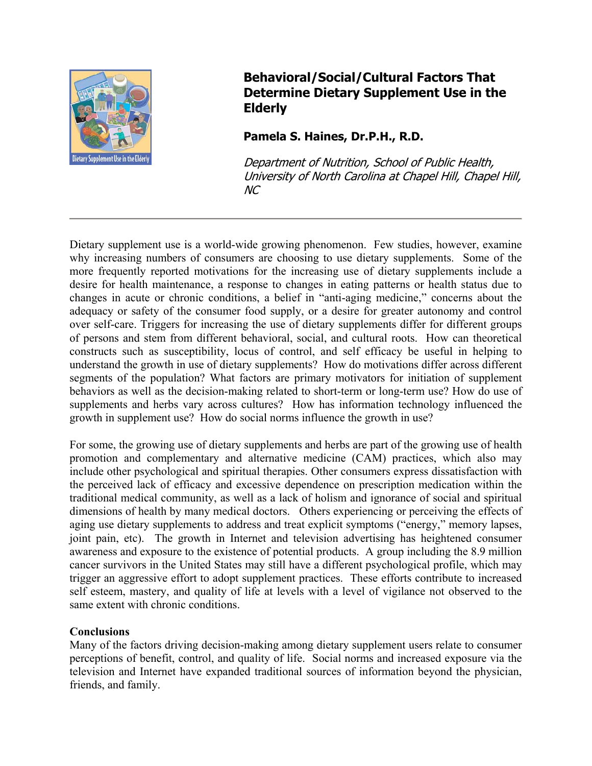# Behavioral/Social/Cultural Factors That Determine Dietary Supplement Use in the Elderly

**Pamela S. Haines, Dr.P.H., R.D.**

*Department of Nutrition, School of Public Health, University of North Carolina at Chapel Hill, Chapel Hill, NC*

---

Dietary supplement use is a world-wide growing phenomenon. Few studies, however, examine why increasing numbers of consumers are choosing to use dietary supplements. Some of the more frequently reported motivations for the increasing use of dietary supplements include a desire for health maintenance, a response to changes in eating patterns or health status due to changes in acute or chronic conditions, a belief in "anti-aging medicine," concerns about the adequacy or safety of the consumer food supply, or a desire for greater autonomy and control over self-care. Triggers for increasing the use of dietary supplements differ for different groups of persons and stem from different behavioral, social, and cultural roots. How can theoretical constructs such as susceptibility, locus of control, and self efficacy be useful in helping to understand the growth in use of dietary supplements? How do motivations differ across different segments of the population? What factors are primary motivators for initiation of supplement behaviors as well as the decision-making related to short-term or long-term use? How do use of supplements and herbs vary across cultures? How has information technology influenced the growth in supplement use? How do social norms influence the growth in use?

For some, the growing use of dietary supplements and herbs are part of the growing use of health promotion and complementary and alternative medicine (CAM) practices, which also may include other psychological and spiritual therapies. Other consumers express dissatisfaction with the perceived lack of efficacy and excessive dependence on prescription medication within the traditional medical community, as well as a lack of holism and ignorance of social and spiritual dimensions of health by many medical doctors. Others experiencing or perceiving the effects of aging use dietary supplements to address and treat explicit symptoms ("energy," memory lapses, joint pain, etc). The growth in Internet and television advertising has heightened consumer awareness and exposure to the existence of potential products. A group including the 8.9 million cancer survivors in the United States may still have a different psychological profile, which may trigger an aggressive effort to adopt supplement practices. These efforts contribute to increased self esteem, mastery, and quality of life at levels with a level of vigilance not observed to the same extent with chronic conditions.

**Conclusions**

Many of the factors driving decision-making among dietary supplement users relate to consumer perceptions of benefit, control, and quality of life. Social norms and increased exposure via the television and Internet have expanded traditional sources of information beyond the physician, friends, and family.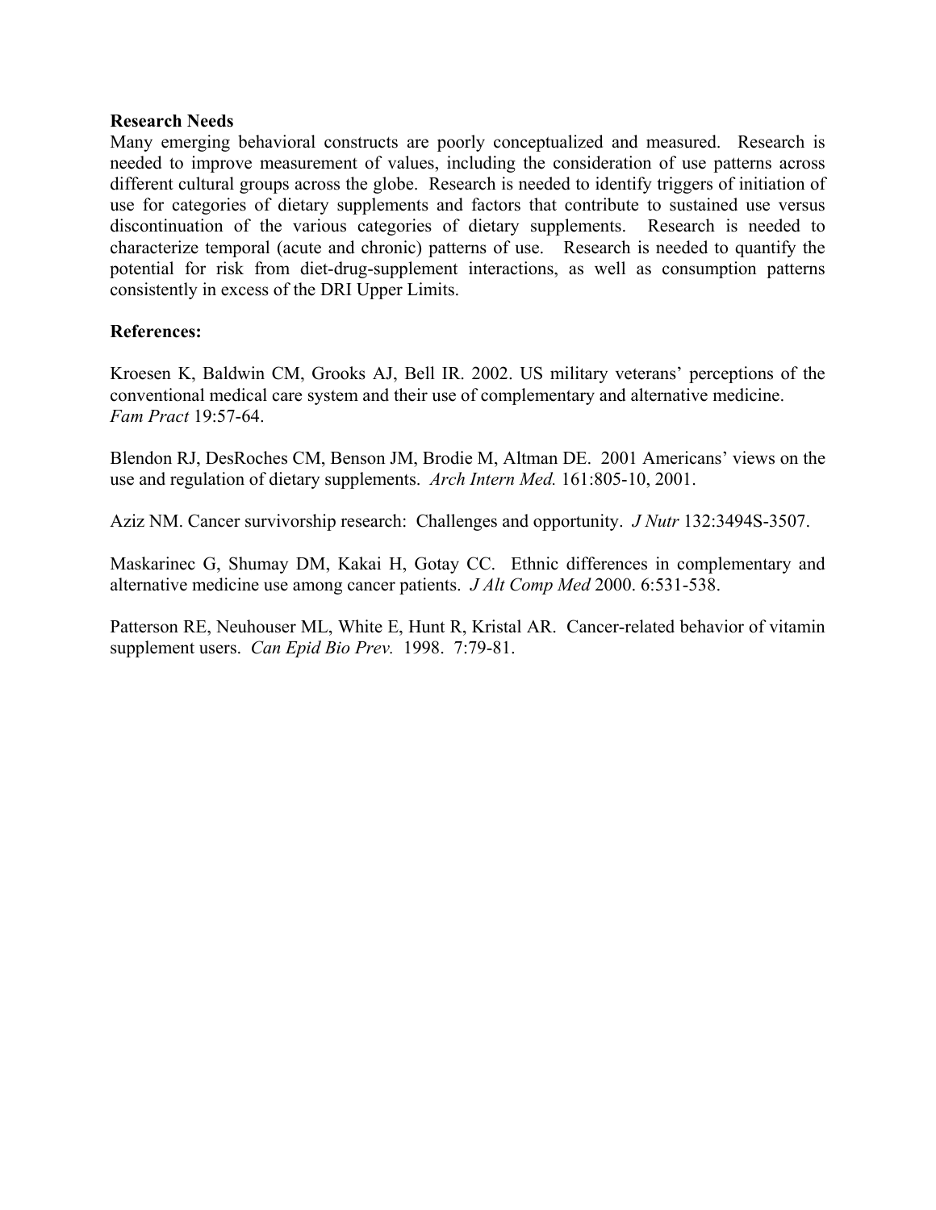**Research Needs**

Many emerging behavioral constructs are poorly conceptualized and measured. Research is needed to improve measurement of values, including the consideration of use patterns across different cultural groups across the globe. Research is needed to identify triggers of initiation of use for categories of dietary supplements and factors that contribute to sustained use versus discontinuation of the various categories of dietary supplements. Research is needed to characterize temporal (acute and chronic) patterns of use. Research is needed to quantify the potential for risk from diet-drug-supplement interactions, as well as consumption patterns consistently in excess of the DRI Upper Limits.

**References:**

Kroesen K, Baldwin CM, Grooks AJ, Bell IR. 2002. US military veterans' perceptions of the conventional medical care system and their use of complementary and alternative medicine. *Fam Pract* 19:57-64.

Blendon RJ, DesRoches CM, Benson JM, Brodie M, Altman DE. 2001 Americans' views on the use and regulation of dietary supplements. *Arch Intern Med.* 161:805-10, 2001.

Aziz NM. Cancer survivorship research: Challenges and opportunity. *J Nutr* 132:3494S-3507.

Maskarinec G, Shumay DM, Kakai H, Gotay CC. Ethnic differences in complementary and alternative medicine use among cancer patients. *J Alt Comp Med* 2000. 6:531-538.

Patterson RE, Neuhouser ML, White E, Hunt R, Kristal AR. Cancer-related behavior of vitamin supplement users. *Can Epid Bio Prev.* 1998. 7:79-81.